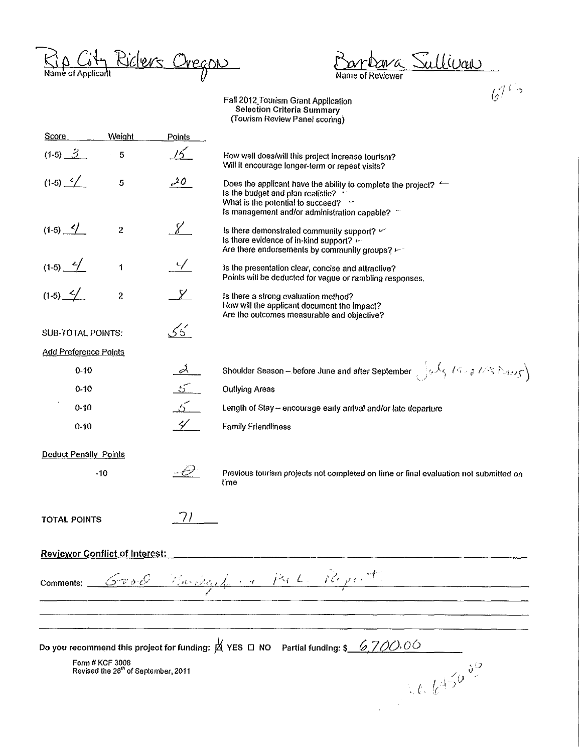Rip City Riders Oregon
Name of Applicant

Barbara Sullivan
Name of Reviewer

67½

Fall 2012 Tourism Grant Application
Selection Criteria Summary
(Tourism Review Panel scoring)

| Score | Weight | Points | |
|---|---|---|---|
| (1-5) 3 | 5 | 15 | How well does/will this project increase tourism? Will it encourage longer-term or repeat visits? |
| (1-5) 4 | 5 | 20 | Does the applicant have the ability to complete the project? Is the budget and plan realistic? What is the potential to succeed? Is management and/or administration capable? |
| (1-5) 4 | 2 | 8 | Is there demonstrated community support? Is there evidence of in-kind support? Are there endorsements by community groups? |
| (1-5) 4 | 1 | 4 | Is the presentation clear, concise and attractive? Points will be deducted for vague or rambling responses. |
| (1-5) 4 | 2 | 8 | Is there a strong evaluation method? How will the applicant document the impact? Are the outcomes measurable and objective? |
| SUB-TOTAL POINTS: | | 55 | |

**Add Preference Points**

| | Points | |
|---|---|---|
| 0-10 | 2 | Shoulder Season – before June and after September (July 15 - 2 (3 Days)) |
| 0-10 | 5 | Outlying Areas |
| 0-10 | 5 | Length of Stay – encourage early arrival and/or late departure |
| 0-10 | 4 | Family Friendliness |

**Deduct Penalty Points**

| | Points | |
|---|---|---|
| -10 | 0 | Previous tourism projects not completed on time or final evaluation not submitted on time |

**TOTAL POINTS** 71

**Reviewer Conflict of Interest:**

Comments: Good Budget + P&L Report.

Do you recommend this project for funding: ☒ YES ☐ NO Partial funding: $ 6,700.00

$6,650.00

Form # KCF 3008
Revised the 28th of September, 2011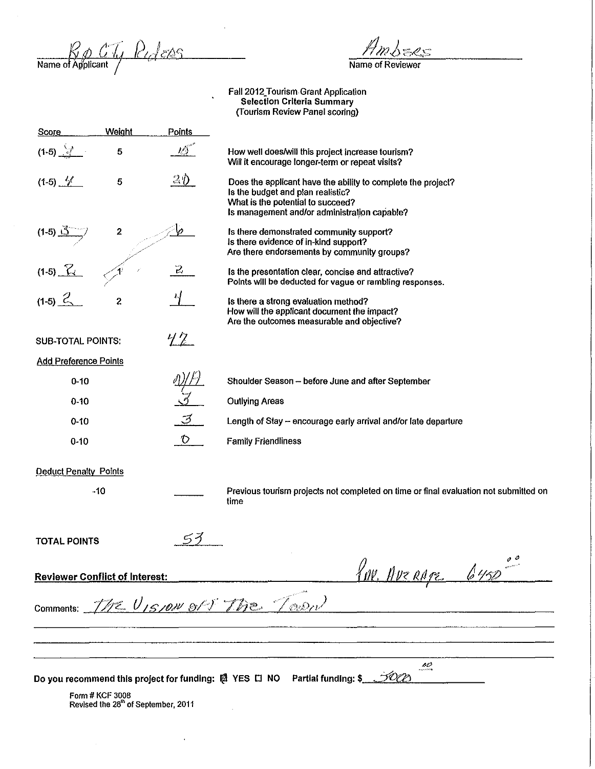Rio City Riders
Name of Applicant

Ambers
Name of Reviewer

Fall 2012 Tourism Grant Application
**Selection Criteria Summary**
(Tourism Review Panel scoring)

| Score | Weight | Points | |
|---|---|---|---|
| (1-5) 3 | 5 | 15 | How well does/will this project increase tourism? Will it encourage longer-term or repeat visits? |
| (1-5) 4 | 5 | 20 | Does the applicant have the ability to complete the project? Is the budget and plan realistic? What is the potential to succeed? Is management and/or administration capable? |
| (1-5) 3 | 2 | 6 | Is there demonstrated community support? Is there evidence of in-kind support? Are there endorsements by community groups? |
| (1-5) 2 | 1 | 2 | Is the presentation clear, concise and attractive? Points will be deducted for vague or rambling responses. |
| (1-5) 2 | 2 | 4 | Is there a strong evaluation method? How will the applicant document the impact? Are the outcomes measurable and objective? |

SUB-TOTAL POINTS: 47

Add Preference Points

| | | |
|---|---|---|
| 0-10 | N/A | Shoulder Season – before June and after September |
| 0-10 | 3 | Outlying Areas |
| 0-10 | 3 | Length of Stay – encourage early arrival and/or late departure |
| 0-10 | 0 | Family Friendliness |

Deduct Penalty Points

| | | |
|---|---|---|
| -10 | ______ | Previous tourism projects not completed on time or final evaluation not submitted on time |

TOTAL POINTS 53

**Reviewer Conflict of Interest:** Pre. Average 6450.00

Comments: The Vision of The Town

**Do you recommend this project for funding:** ☒ YES ☐ NO Partial funding: $ 3000.00

Form # KCF 3008
Revised the 28th of September, 2011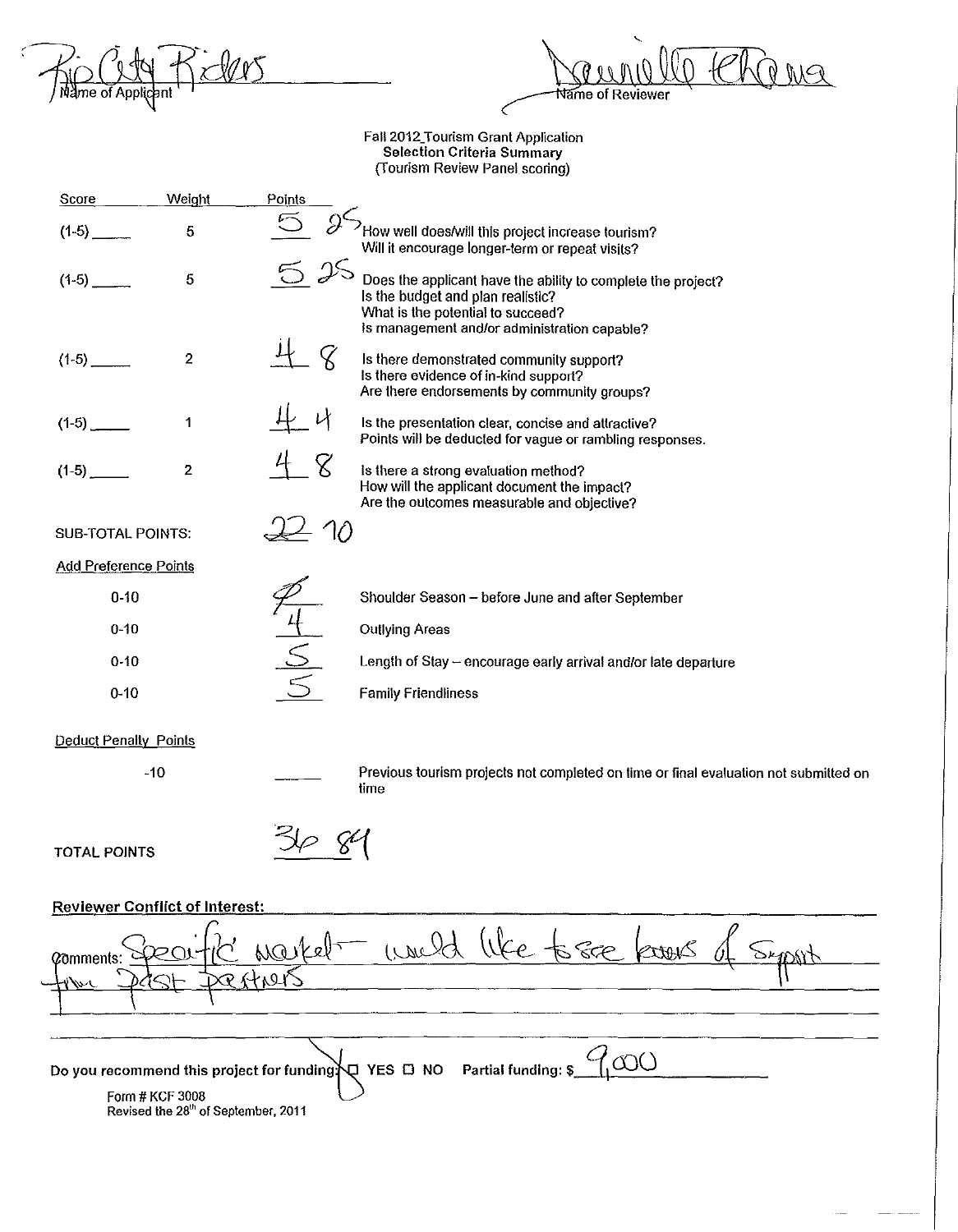Rio City Riders
Name of Applicant

Danielle Ehara
Name of Reviewer

**Fall 2012_Tourism Grant Application**
**Selection Criteria Summary**
(Tourism Review Panel scoring)

| Score | Weight | Points | |
|---|---|---|---|
| (1-5) ____ | 5 | 5 25 | How well does/will this project increase tourism? Will it encourage longer-term or repeat visits? |
| (1-5) ____ | 5 | 5 25 | Does the applicant have the ability to complete the project? Is the budget and plan realistic? What is the potential to succeed? Is management and/or administration capable? |
| (1-5) ____ | 2 | 4 8 | Is there demonstrated community support? Is there evidence of in-kind support? Are there endorsements by community groups? |
| (1-5) ____ | 1 | 4 4 | Is the presentation clear, concise and attractive? Points will be deducted for vague or rambling responses. |
| (1-5) ____ | 2 | 4 8 | Is there a strong evaluation method? How will the applicant document the impact? Are the outcomes measurable and objective? |

SUB-TOTAL POINTS: 22 70

**Add Preference Points**

| | | |
|---|---|---|
| 0-10 | Ø | Shoulder Season – before June and after September |
| 0-10 | 4 | Outlying Areas |
| 0-10 | 5 | Length of Stay – encourage early arrival and/or late departure |
| 0-10 | 5 | Family Friendliness |

**Deduct Penalty Points**

| | | |
|---|---|---|
| -10 | ____ | Previous tourism projects not completed on time or final evaluation not submitted on time |

TOTAL POINTS 36 84

**Reviewer Conflict of Interest:**

Comments: Specific market – would like to see letters of support from past partners

Do you recommend this project for funding? ☐ YES ☐ NO Partial funding: $ 9,000

Form # KCF 3008
Revised the 28th of September, 2011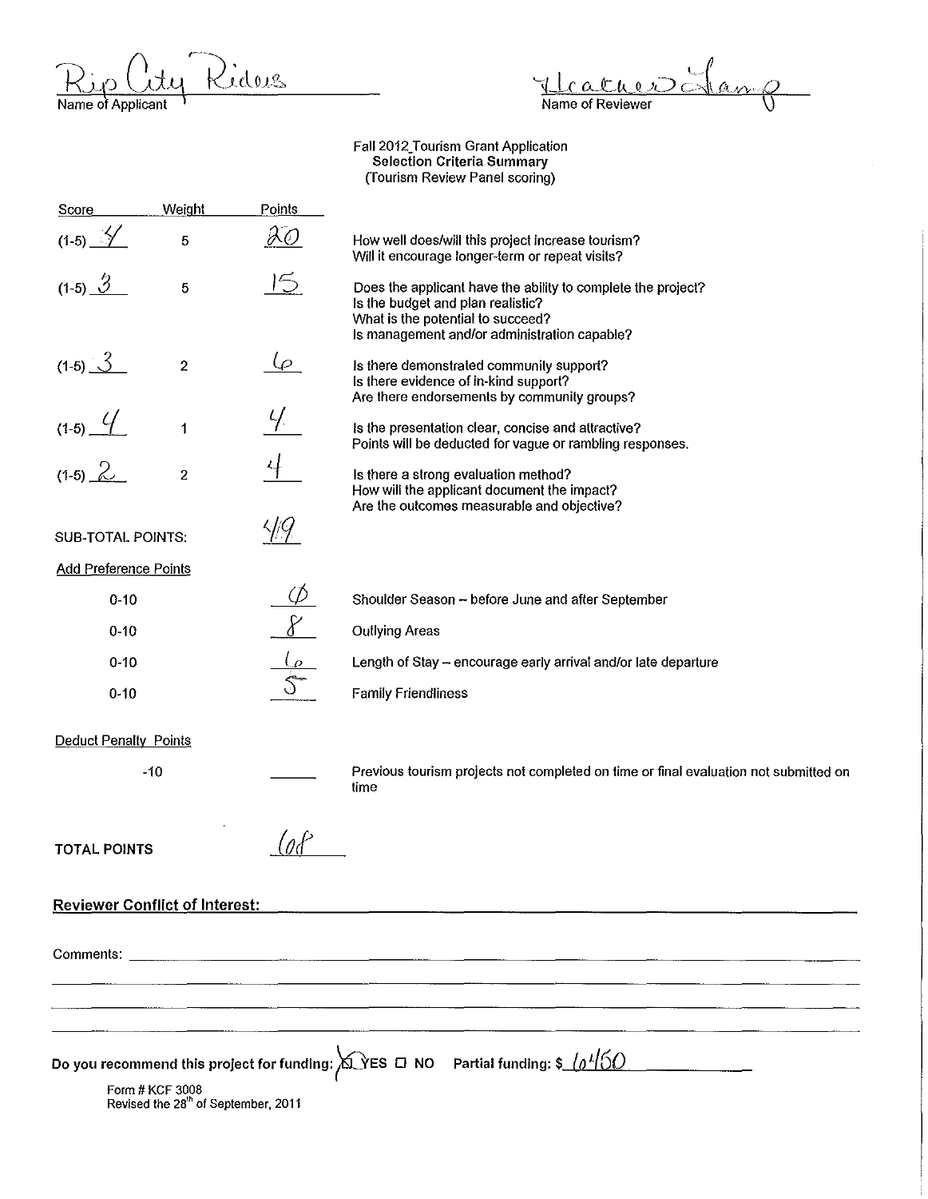Rip City Rides
Name of Applicant

Heather Lang
Name of Reviewer

Fall 2012_Tourism Grant Application
**Selection Criteria Summary**
(Tourism Review Panel scoring)

| Score | Weight | Points | |
|---|---|---|---|
| (1-5) 4 | 5 | 20 | How well does/will this project increase tourism? Will it encourage longer-term or repeat visits? |
| (1-5) 3 | 5 | 15 | Does the applicant have the ability to complete the project? Is the budget and plan realistic? What is the potential to succeed? Is management and/or administration capable? |
| (1-5) 3 | 2 | 6 | Is there demonstrated community support? Is there evidence of in-kind support? Are there endorsements by community groups? |
| (1-5) 4 | 1 | 4 | Is the presentation clear, concise and attractive? Points will be deducted for vague or rambling responses. |
| (1-5) 2 | 2 | 4 | Is there a strong evaluation method? How will the applicant document the impact? Are the outcomes measurable and objective? |

SUB-TOTAL POINTS: 49

Add Preference Points

| | Points | |
|---|---|---|
| 0-10 | 0 | Shoulder Season -- before June and after September |
| 0-10 | 8 | Outlying Areas |
| 0-10 | 6 | Length of Stay -- encourage early arrival and/or late departure |
| 0-10 | 5 | Family Friendliness |

Deduct Penalty Points

| | Points | |
|---|---|---|
| -10 | ______ | Previous tourism projects not completed on time or final evaluation not submitted on time |

**TOTAL POINTS** 68

**Reviewer Conflict of Interest:**

Comments: ______________________________________________

**Do you recommend this project for funding:** ☒ YES ☐ NO **Partial funding: $** 6450

Form # KCF 3008
Revised the 28th of September, 2011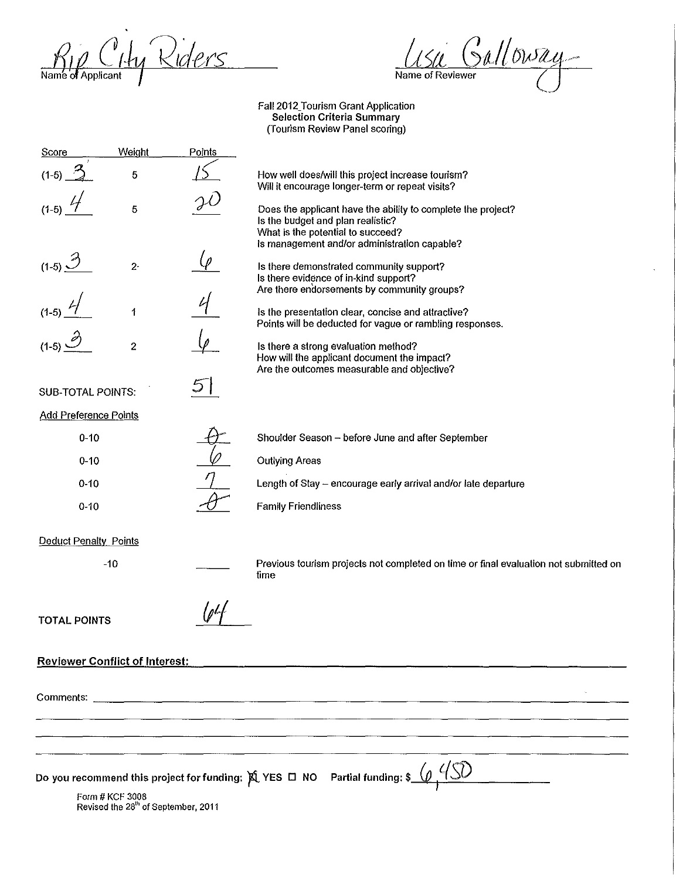Rip City Riders
Name of Applicant

Lisa Galloway
Name of Reviewer

Fall 2012 Tourism Grant Application
**Selection Criteria Summary**
(Tourism Review Panel scoring)

| Score | Weight | Points | |
|---|---|---|---|
| (1-5) 3 | 5 | 15 | How well does/will this project increase tourism? Will it encourage longer-term or repeat visits? |
| (1-5) 4 | 5 | 20 | Does the applicant have the ability to complete the project? Is the budget and plan realistic? What is the potential to succeed? Is management and/or administration capable? |
| (1-5) 3 | 2 | 6 | Is there demonstrated community support? Is there evidence of in-kind support? Are there endorsements by community groups? |
| (1-5) 4 | 1 | 4 | Is the presentation clear, concise and attractive? Points will be deducted for vague or rambling responses. |
| (1-5) 3 | 2 | 6 | Is there a strong evaluation method? How will the applicant document the impact? Are the outcomes measurable and objective? |

SUB-TOTAL POINTS: 51

Add Preference Points

| Range | Points | |
|---|---|---|
| 0-10 | 0 | Shoulder Season – before June and after September |
| 0-10 | 6 | Outlying Areas |
| 0-10 | 7 | Length of Stay – encourage early arrival and/or late departure |
| 0-10 | 0 | Family Friendliness |

Deduct Penalty Points

| Range | Points | |
|---|---|---|
| -10 | ____ | Previous tourism projects not completed on time or final evaluation not submitted on time |

TOTAL POINTS 64

**Reviewer Conflict of Interest:** ______________________

Comments: ______________________

**Do you recommend this project for funding:** ☒ YES ☐ NO **Partial funding: $** 6,450

Form # KCF 3008
Revised the 28th of September, 2011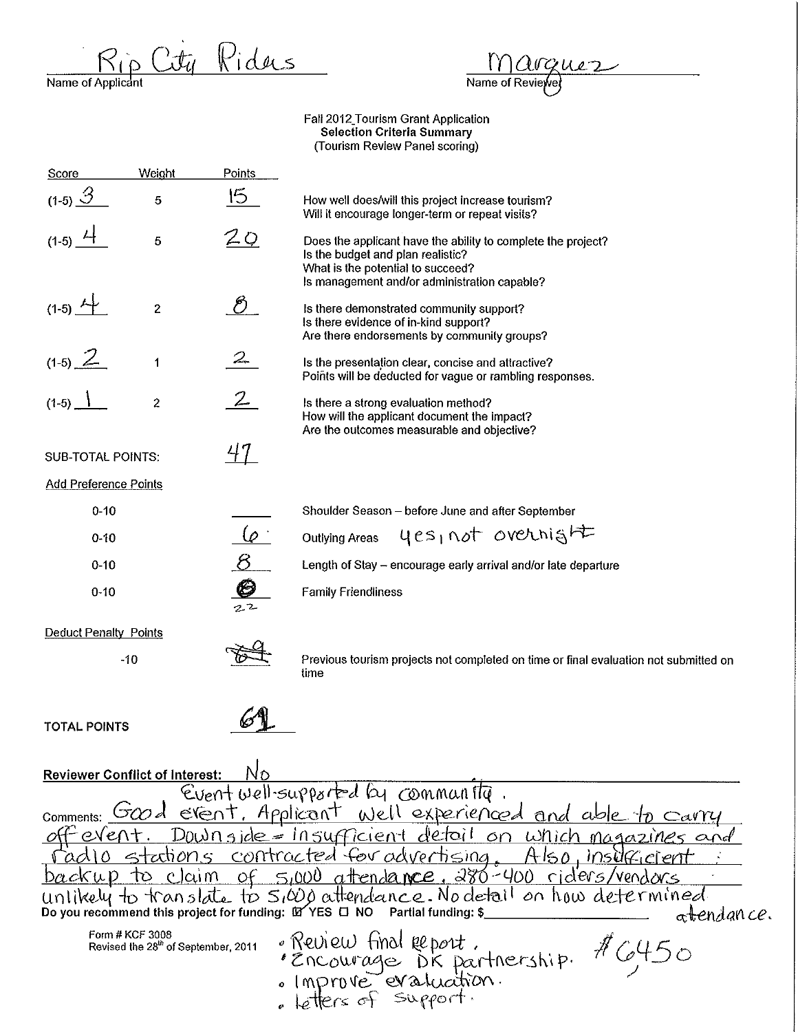Rip City Riders

Name of Applicant

Marquez

Name of Reviewer

Fall 2012_Tourism Grant Application
**Selection Criteria Summary**
(Tourism Review Panel scoring)

| Score | Weight | Points | |
|---|---|---|---|
| (1-5) 3 | 5 | 15 | How well does/will this project increase tourism? Will it encourage longer-term or repeat visits? |
| (1-5) 4 | 5 | 20 | Does the applicant have the ability to complete the project? Is the budget and plan realistic? What is the potential to succeed? Is management and/or administration capable? |
| (1-5) 4 | 2 | 8 | Is there demonstrated community support? Is there evidence of in-kind support? Are there endorsements by community groups? |
| (1-5) 2 | 1 | 2 | Is the presentation clear, concise and attractive? Points will be deducted for vague or rambling responses. |
| (1-5) 1 | 2 | 2 | Is there a strong evaluation method? How will the applicant document the impact? Are the outcomes measurable and objective? |
| SUB-TOTAL POINTS: | | 47 | |

**Add Preference Points**

| Range | Points | |
|---|---|---|
| 0-10 | | Shoulder Season – before June and after September |
| 0-10 | 6 | Outlying Areas yes, not overnight |
| 0-10 | 8 | Length of Stay – encourage early arrival and/or late departure |
| 0-10 | 8 | Family Friendliness |
| | 22 | |

**Deduct Penalty Points**

| Range | Points | |
|---|---|---|
| -10 | ~~0~~ 0 | Previous tourism projects not completed on time or final evaluation not submitted on time |

**TOTAL POINTS** 69

**Reviewer Conflict of Interest:** No

Comments: Good event. Event well-supported by community. Applicant well experienced and able to carry off event. Downside = insufficient detail on which magazines and radio stations contracted for advertising. Also, insufficient backup to claim of 5,000 attendance. 280-400 riders/vendors unlikely to translate to 5,000 attendance. No detail on how determined attendance.

Do you recommend this project for funding: ☒ YES ☐ NO Partial funding: $

Form # KCF 3008
Revised the 28th of September, 2011

- Review final report.
- Encourage DK partnership.
- Improve evaluation.
- letters of support.

#6450